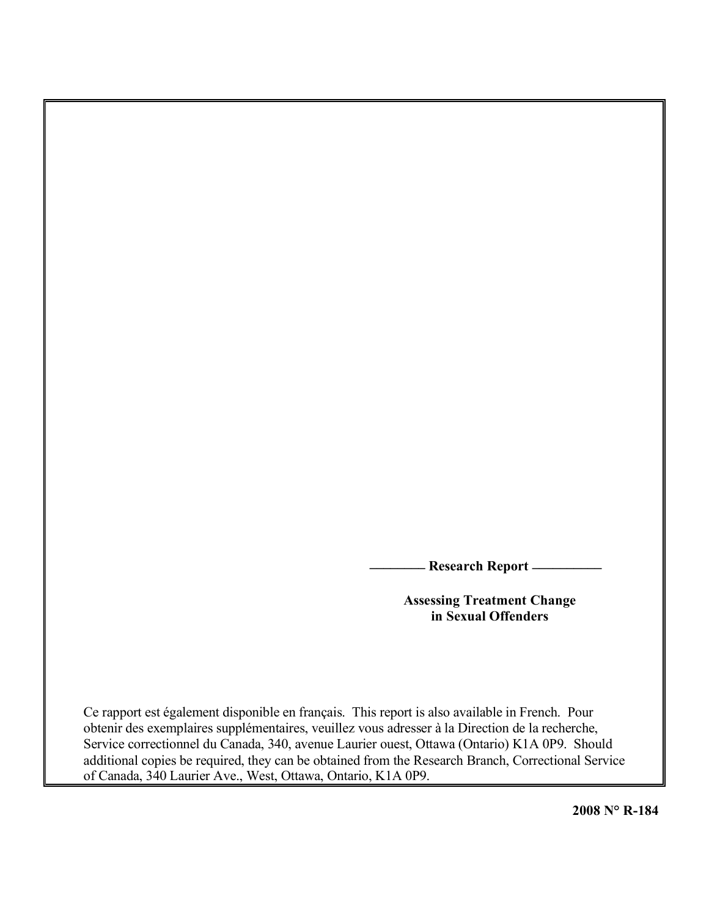**Research Report**

# Assessing Treatment Change in Sexual Offenders

Ce rapport est également disponible en français. This report is also available in French. Pour obtenir des exemplaires supplémentaires, veuillez vous adresser à la Direction de la recherche, Service correctionnel du Canada, 340, avenue Laurier ouest, Ottawa (Ontario) K1A 0P9. Should additional copies be required, they can be obtained from the Research Branch, Correctional Service of Canada, 340 Laurier Ave., West, Ottawa, Ontario, K1A 0P9.

**2008 N° R-184**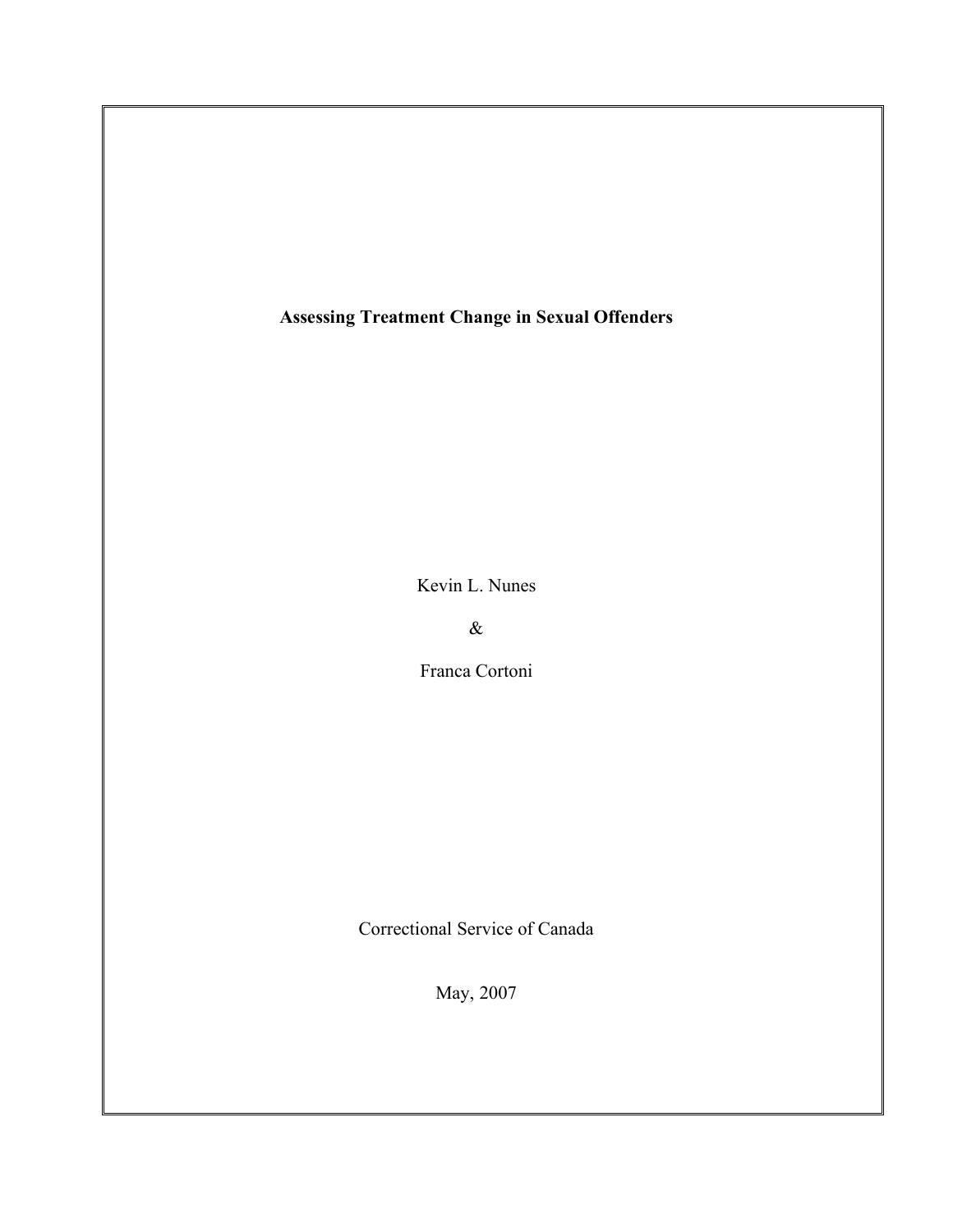**Assessing Treatment Change in Sexual Offenders**

Kevin L. Nunes

&

Franca Cortoni

Correctional Service of Canada

May, 2007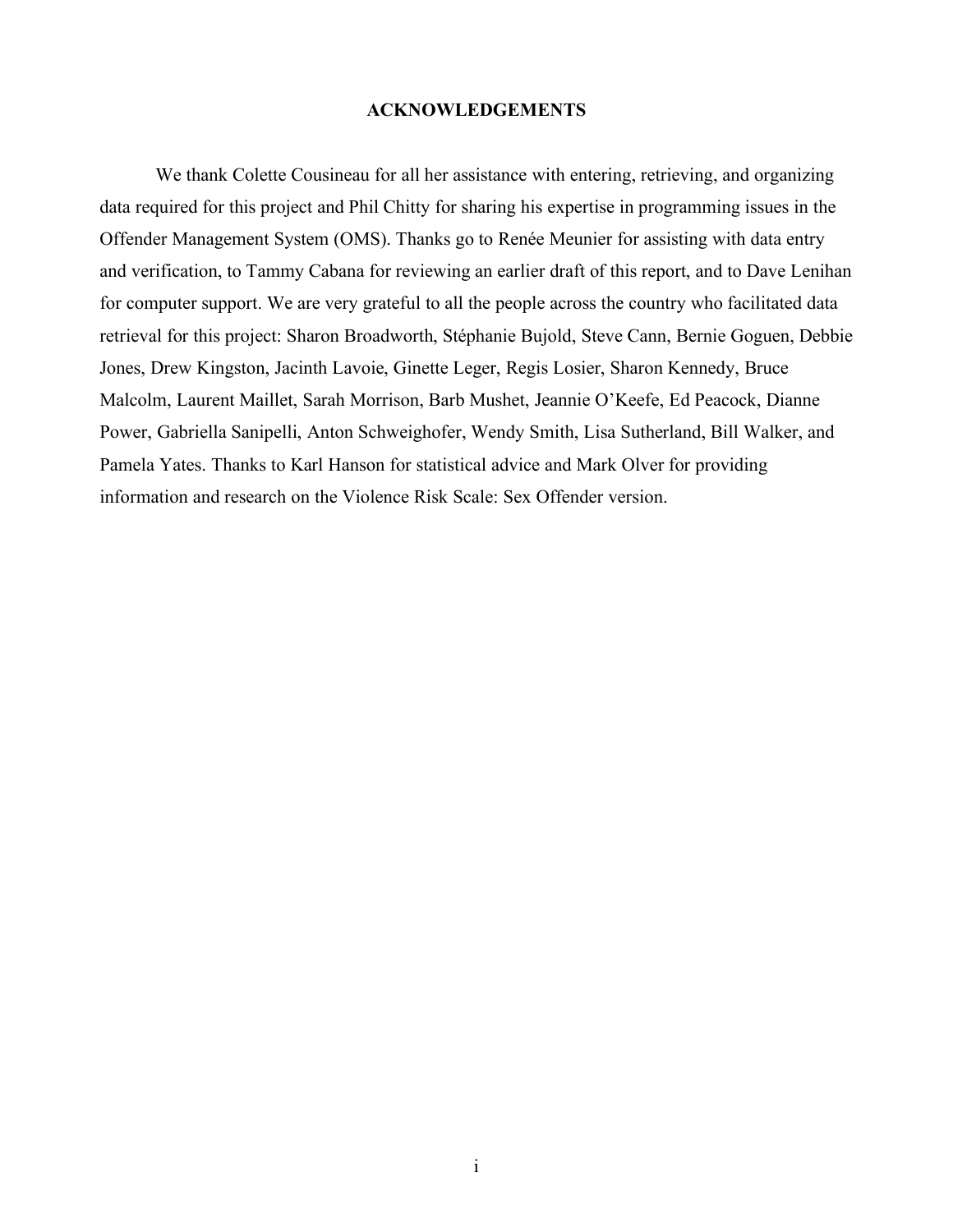## ACKNOWLEDGEMENTS

We thank Colette Cousineau for all her assistance with entering, retrieving, and organizing data required for this project and Phil Chitty for sharing his expertise in programming issues in the Offender Management System (OMS). Thanks go to Renée Meunier for assisting with data entry and verification, to Tammy Cabana for reviewing an earlier draft of this report, and to Dave Lenihan for computer support. We are very grateful to all the people across the country who facilitated data retrieval for this project: Sharon Broadworth, Stéphanie Bujold, Steve Cann, Bernie Goguen, Debbie Jones, Drew Kingston, Jacinth Lavoie, Ginette Leger, Regis Losier, Sharon Kennedy, Bruce Malcolm, Laurent Maillet, Sarah Morrison, Barb Mushet, Jeannie O'Keefe, Ed Peacock, Dianne Power, Gabriella Sanipelli, Anton Schweighofer, Wendy Smith, Lisa Sutherland, Bill Walker, and Pamela Yates. Thanks to Karl Hanson for statistical advice and Mark Olver for providing information and research on the Violence Risk Scale: Sex Offender version.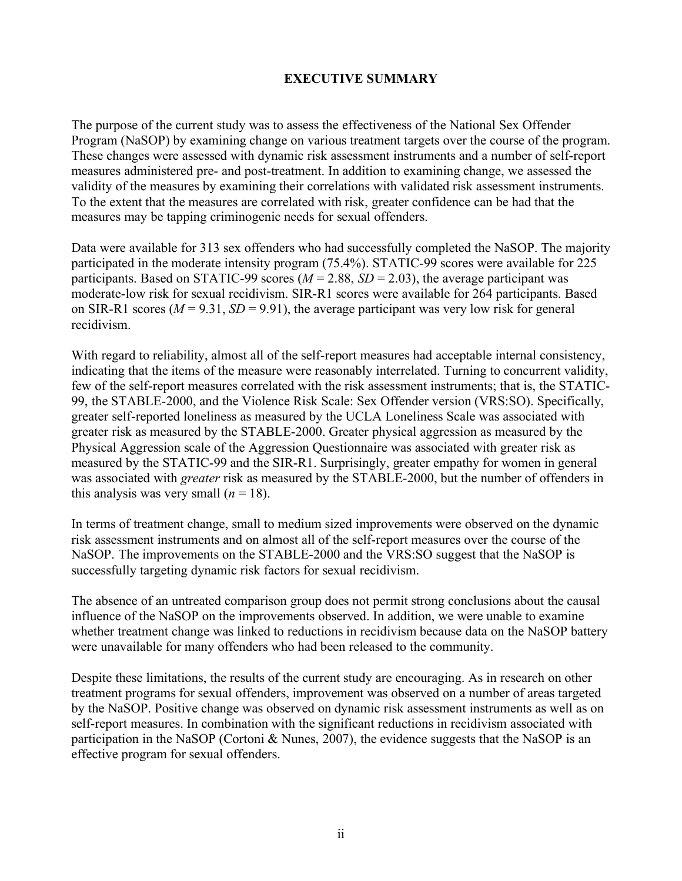## EXECUTIVE SUMMARY

The purpose of the current study was to assess the effectiveness of the National Sex Offender Program (NaSOP) by examining change on various treatment targets over the course of the program. These changes were assessed with dynamic risk assessment instruments and a number of self-report measures administered pre- and post-treatment. In addition to examining change, we assessed the validity of the measures by examining their correlations with validated risk assessment instruments. To the extent that the measures are correlated with risk, greater confidence can be had that the measures may be tapping criminogenic needs for sexual offenders.

Data were available for 313 sex offenders who had successfully completed the NaSOP. The majority participated in the moderate intensity program (75.4%). STATIC-99 scores were available for 225 participants. Based on STATIC-99 scores ($M = 2.88$, $SD = 2.03$), the average participant was moderate-low risk for sexual recidivism. SIR-R1 scores were available for 264 participants. Based on SIR-R1 scores ($M = 9.31$, $SD = 9.91$), the average participant was very low risk for general recidivism.

With regard to reliability, almost all of the self-report measures had acceptable internal consistency, indicating that the items of the measure were reasonably interrelated. Turning to concurrent validity, few of the self-report measures correlated with the risk assessment instruments; that is, the STATIC-99, the STABLE-2000, and the Violence Risk Scale: Sex Offender version (VRS:SO). Specifically, greater self-reported loneliness as measured by the UCLA Loneliness Scale was associated with greater risk as measured by the STABLE-2000. Greater physical aggression as measured by the Physical Aggression scale of the Aggression Questionnaire was associated with greater risk as measured by the STATIC-99 and the SIR-R1. Surprisingly, greater empathy for women in general was associated with *greater* risk as measured by the STABLE-2000, but the number of offenders in this analysis was very small ($n = 18$).

In terms of treatment change, small to medium sized improvements were observed on the dynamic risk assessment instruments and on almost all of the self-report measures over the course of the NaSOP. The improvements on the STABLE-2000 and the VRS:SO suggest that the NaSOP is successfully targeting dynamic risk factors for sexual recidivism.

The absence of an untreated comparison group does not permit strong conclusions about the causal influence of the NaSOP on the improvements observed. In addition, we were unable to examine whether treatment change was linked to reductions in recidivism because data on the NaSOP battery were unavailable for many offenders who had been released to the community.

Despite these limitations, the results of the current study are encouraging. As in research on other treatment programs for sexual offenders, improvement was observed on a number of areas targeted by the NaSOP. Positive change was observed on dynamic risk assessment instruments as well as on self-report measures. In combination with the significant reductions in recidivism associated with participation in the NaSOP (Cortoni & Nunes, 2007), the evidence suggests that the NaSOP is an effective program for sexual offenders.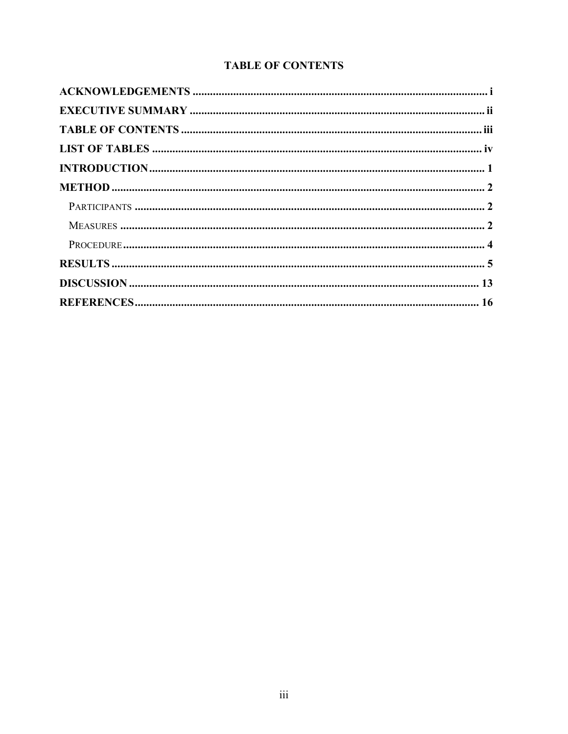# TABLE OF CONTENTS

**ACKNOWLEDGEMENTS** ........................................................................................ **i**

**EXECUTIVE SUMMARY** ........................................................................................ **ii**

**TABLE OF CONTENTS** ........................................................................................ **iii**

**LIST OF TABLES** ........................................................................................ **iv**

**INTRODUCTION** ........................................................................................ **1**

**METHOD** ........................................................................................ **2**

- PARTICIPANTS ........................................................................................ **2**
- MEASURES ........................................................................................ **2**
- PROCEDURE ........................................................................................ **4**

**RESULTS** ........................................................................................ **5**

**DISCUSSION** ........................................................................................ **13**

**REFERENCES** ........................................................................................ **16**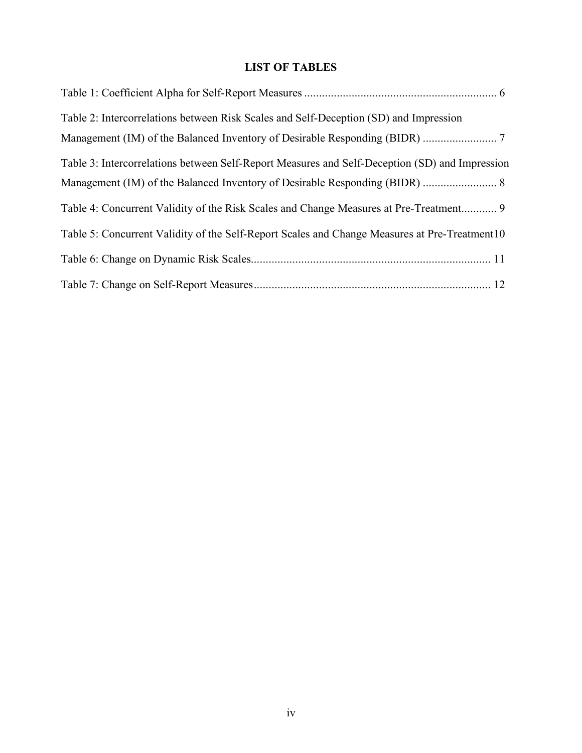# LIST OF TABLES

Table 1: Coefficient Alpha for Self-Report Measures ................................................................. 6

Table 2: Intercorrelations between Risk Scales and Self-Deception (SD) and Impression Management (IM) of the Balanced Inventory of Desirable Responding (BIDR) ......................... 7

Table 3: Intercorrelations between Self-Report Measures and Self-Deception (SD) and Impression Management (IM) of the Balanced Inventory of Desirable Responding (BIDR) ......................... 8

Table 4: Concurrent Validity of the Risk Scales and Change Measures at Pre-Treatment............ 9

Table 5: Concurrent Validity of the Self-Report Scales and Change Measures at Pre-Treatment10

Table 6: Change on Dynamic Risk Scales................................................................................ 11

Table 7: Change on Self-Report Measures............................................................................... 12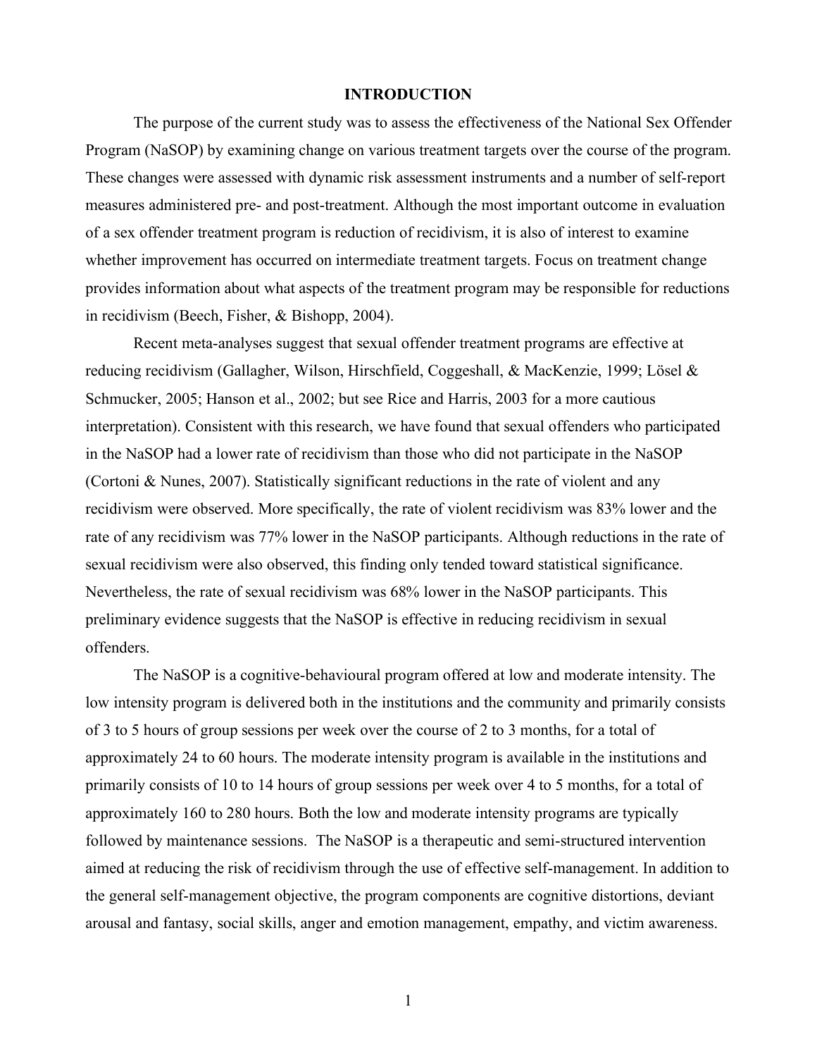# INTRODUCTION

The purpose of the current study was to assess the effectiveness of the National Sex Offender Program (NaSOP) by examining change on various treatment targets over the course of the program. These changes were assessed with dynamic risk assessment instruments and a number of self-report measures administered pre- and post-treatment. Although the most important outcome in evaluation of a sex offender treatment program is reduction of recidivism, it is also of interest to examine whether improvement has occurred on intermediate treatment targets. Focus on treatment change provides information about what aspects of the treatment program may be responsible for reductions in recidivism (Beech, Fisher, & Bishopp, 2004).

Recent meta-analyses suggest that sexual offender treatment programs are effective at reducing recidivism (Gallagher, Wilson, Hirschfield, Coggeshall, & MacKenzie, 1999; Lösel & Schmucker, 2005; Hanson et al., 2002; but see Rice and Harris, 2003 for a more cautious interpretation). Consistent with this research, we have found that sexual offenders who participated in the NaSOP had a lower rate of recidivism than those who did not participate in the NaSOP (Cortoni & Nunes, 2007). Statistically significant reductions in the rate of violent and any recidivism were observed. More specifically, the rate of violent recidivism was 83% lower and the rate of any recidivism was 77% lower in the NaSOP participants. Although reductions in the rate of sexual recidivism were also observed, this finding only tended toward statistical significance. Nevertheless, the rate of sexual recidivism was 68% lower in the NaSOP participants. This preliminary evidence suggests that the NaSOP is effective in reducing recidivism in sexual offenders.

The NaSOP is a cognitive-behavioural program offered at low and moderate intensity. The low intensity program is delivered both in the institutions and the community and primarily consists of 3 to 5 hours of group sessions per week over the course of 2 to 3 months, for a total of approximately 24 to 60 hours. The moderate intensity program is available in the institutions and primarily consists of 10 to 14 hours of group sessions per week over 4 to 5 months, for a total of approximately 160 to 280 hours. Both the low and moderate intensity programs are typically followed by maintenance sessions. The NaSOP is a therapeutic and semi-structured intervention aimed at reducing the risk of recidivism through the use of effective self-management. In addition to the general self-management objective, the program components are cognitive distortions, deviant arousal and fantasy, social skills, anger and emotion management, empathy, and victim awareness.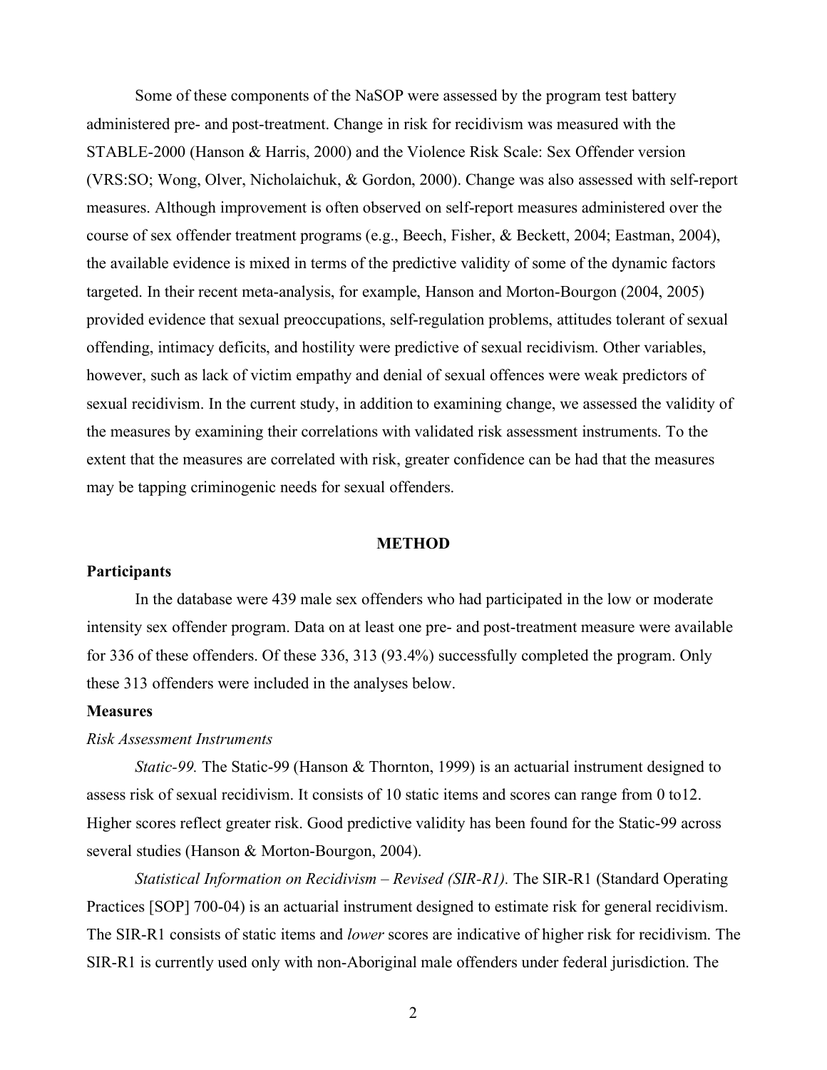Some of these components of the NaSOP were assessed by the program test battery administered pre- and post-treatment. Change in risk for recidivism was measured with the STABLE-2000 (Hanson & Harris, 2000) and the Violence Risk Scale: Sex Offender version (VRS:SO; Wong, Olver, Nicholaichuk, & Gordon, 2000). Change was also assessed with self-report measures. Although improvement is often observed on self-report measures administered over the course of sex offender treatment programs (e.g., Beech, Fisher, & Beckett, 2004; Eastman, 2004), the available evidence is mixed in terms of the predictive validity of some of the dynamic factors targeted. In their recent meta-analysis, for example, Hanson and Morton-Bourgon (2004, 2005) provided evidence that sexual preoccupations, self-regulation problems, attitudes tolerant of sexual offending, intimacy deficits, and hostility were predictive of sexual recidivism. Other variables, however, such as lack of victim empathy and denial of sexual offences were weak predictors of sexual recidivism. In the current study, in addition to examining change, we assessed the validity of the measures by examining their correlations with validated risk assessment instruments. To the extent that the measures are correlated with risk, greater confidence can be had that the measures may be tapping criminogenic needs for sexual offenders.

## METHOD

### Participants

In the database were 439 male sex offenders who had participated in the low or moderate intensity sex offender program. Data on at least one pre- and post-treatment measure were available for 336 of these offenders. Of these 336, 313 (93.4%) successfully completed the program. Only these 313 offenders were included in the analyses below.

### Measures

#### *Risk Assessment Instruments*

*Static-99.* The Static-99 (Hanson & Thornton, 1999) is an actuarial instrument designed to assess risk of sexual recidivism. It consists of 10 static items and scores can range from 0 to12. Higher scores reflect greater risk. Good predictive validity has been found for the Static-99 across several studies (Hanson & Morton-Bourgon, 2004).

*Statistical Information on Recidivism – Revised (SIR-R1).* The SIR-R1 (Standard Operating Practices [SOP] 700-04) is an actuarial instrument designed to estimate risk for general recidivism. The SIR-R1 consists of static items and *lower* scores are indicative of higher risk for recidivism. The SIR-R1 is currently used only with non-Aboriginal male offenders under federal jurisdiction. The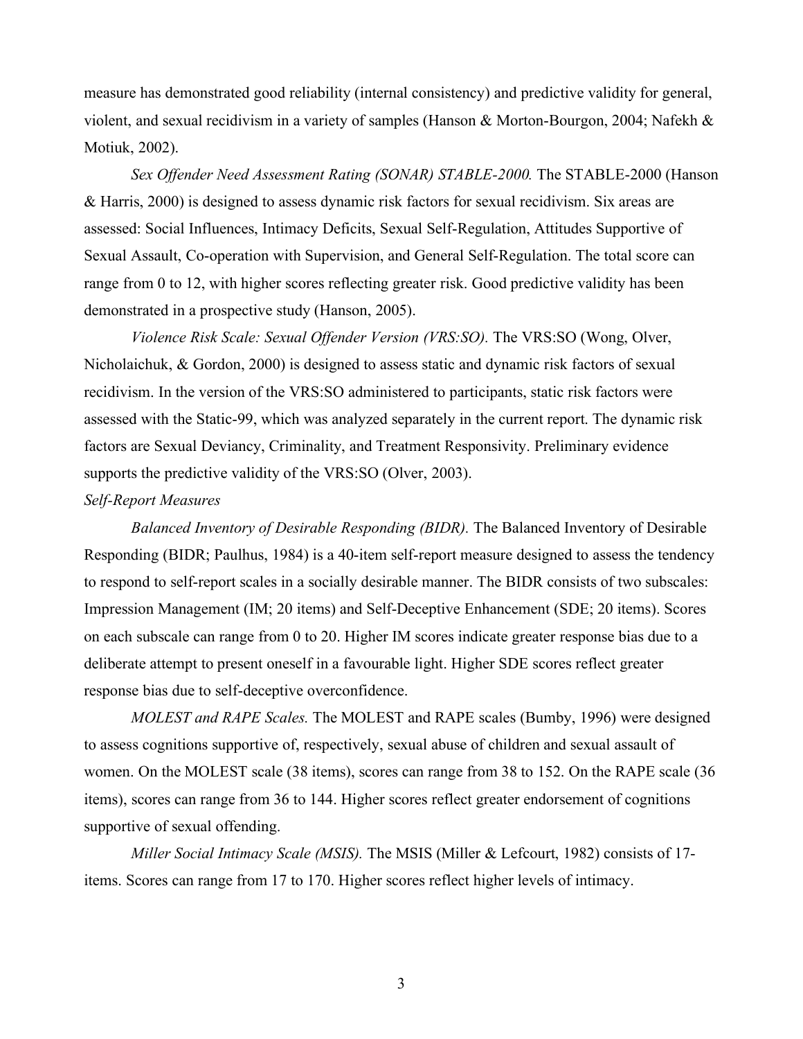measure has demonstrated good reliability (internal consistency) and predictive validity for general, violent, and sexual recidivism in a variety of samples (Hanson & Morton-Bourgon, 2004; Nafekh & Motiuk, 2002).

*Sex Offender Need Assessment Rating (SONAR) STABLE-2000.* The STABLE-2000 (Hanson & Harris, 2000) is designed to assess dynamic risk factors for sexual recidivism. Six areas are assessed: Social Influences, Intimacy Deficits, Sexual Self-Regulation, Attitudes Supportive of Sexual Assault, Co-operation with Supervision, and General Self-Regulation. The total score can range from 0 to 12, with higher scores reflecting greater risk. Good predictive validity has been demonstrated in a prospective study (Hanson, 2005).

*Violence Risk Scale: Sexual Offender Version (VRS:SO).* The VRS:SO (Wong, Olver, Nicholaichuk, & Gordon, 2000) is designed to assess static and dynamic risk factors of sexual recidivism. In the version of the VRS:SO administered to participants, static risk factors were assessed with the Static-99, which was analyzed separately in the current report. The dynamic risk factors are Sexual Deviancy, Criminality, and Treatment Responsivity. Preliminary evidence supports the predictive validity of the VRS:SO (Olver, 2003).

### *Self-Report Measures*

*Balanced Inventory of Desirable Responding (BIDR).* The Balanced Inventory of Desirable Responding (BIDR; Paulhus, 1984) is a 40-item self-report measure designed to assess the tendency to respond to self-report scales in a socially desirable manner. The BIDR consists of two subscales: Impression Management (IM; 20 items) and Self-Deceptive Enhancement (SDE; 20 items). Scores on each subscale can range from 0 to 20. Higher IM scores indicate greater response bias due to a deliberate attempt to present oneself in a favourable light. Higher SDE scores reflect greater response bias due to self-deceptive overconfidence.

*MOLEST and RAPE Scales.* The MOLEST and RAPE scales (Bumby, 1996) were designed to assess cognitions supportive of, respectively, sexual abuse of children and sexual assault of women. On the MOLEST scale (38 items), scores can range from 38 to 152. On the RAPE scale (36 items), scores can range from 36 to 144. Higher scores reflect greater endorsement of cognitions supportive of sexual offending.

*Miller Social Intimacy Scale (MSIS).* The MSIS (Miller & Lefcourt, 1982) consists of 17-items. Scores can range from 17 to 170. Higher scores reflect higher levels of intimacy.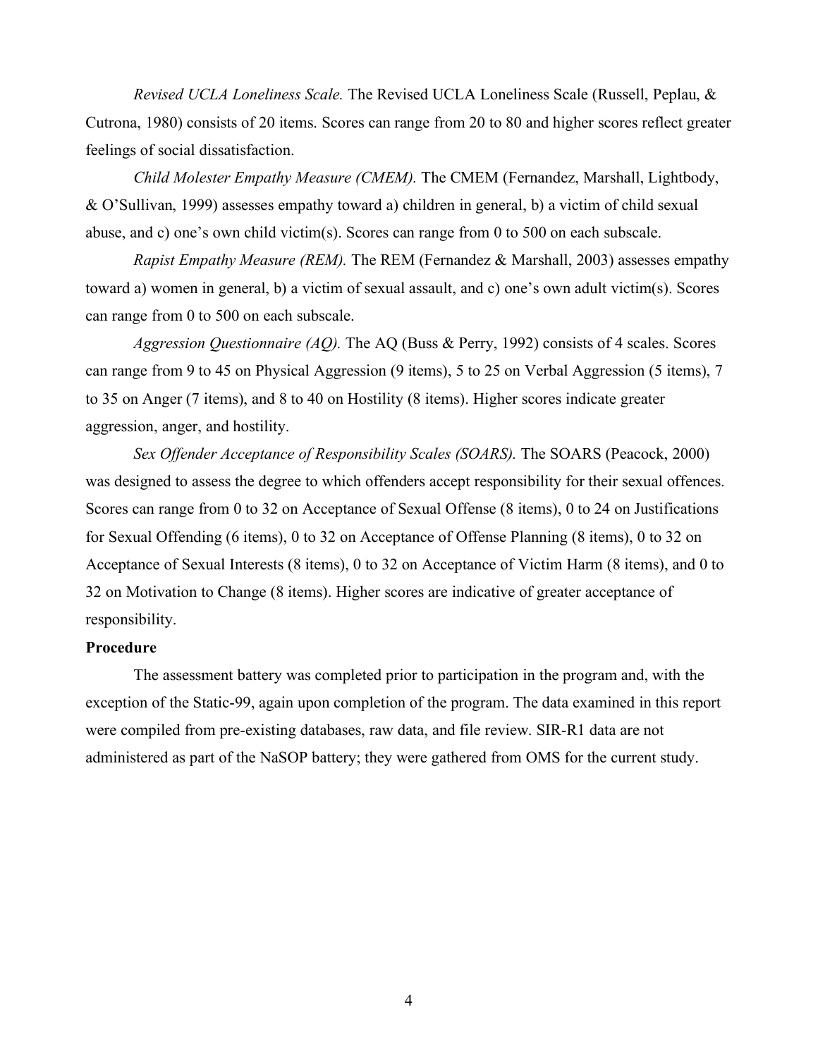*Revised UCLA Loneliness Scale.* The Revised UCLA Loneliness Scale (Russell, Peplau, & Cutrona, 1980) consists of 20 items. Scores can range from 20 to 80 and higher scores reflect greater feelings of social dissatisfaction.

*Child Molester Empathy Measure (CMEM).* The CMEM (Fernandez, Marshall, Lightbody, & O'Sullivan, 1999) assesses empathy toward a) children in general, b) a victim of child sexual abuse, and c) one's own child victim(s). Scores can range from 0 to 500 on each subscale.

*Rapist Empathy Measure (REM).* The REM (Fernandez & Marshall, 2003) assesses empathy toward a) women in general, b) a victim of sexual assault, and c) one's own adult victim(s). Scores can range from 0 to 500 on each subscale.

*Aggression Questionnaire (AQ).* The AQ (Buss & Perry, 1992) consists of 4 scales. Scores can range from 9 to 45 on Physical Aggression (9 items), 5 to 25 on Verbal Aggression (5 items), 7 to 35 on Anger (7 items), and 8 to 40 on Hostility (8 items). Higher scores indicate greater aggression, anger, and hostility.

*Sex Offender Acceptance of Responsibility Scales (SOARS).* The SOARS (Peacock, 2000) was designed to assess the degree to which offenders accept responsibility for their sexual offences. Scores can range from 0 to 32 on Acceptance of Sexual Offense (8 items), 0 to 24 on Justifications for Sexual Offending (6 items), 0 to 32 on Acceptance of Offense Planning (8 items), 0 to 32 on Acceptance of Sexual Interests (8 items), 0 to 32 on Acceptance of Victim Harm (8 items), and 0 to 32 on Motivation to Change (8 items). Higher scores are indicative of greater acceptance of responsibility.

**Procedure**

The assessment battery was completed prior to participation in the program and, with the exception of the Static-99, again upon completion of the program. The data examined in this report were compiled from pre-existing databases, raw data, and file review. SIR-R1 data are not administered as part of the NaSOP battery; they were gathered from OMS for the current study.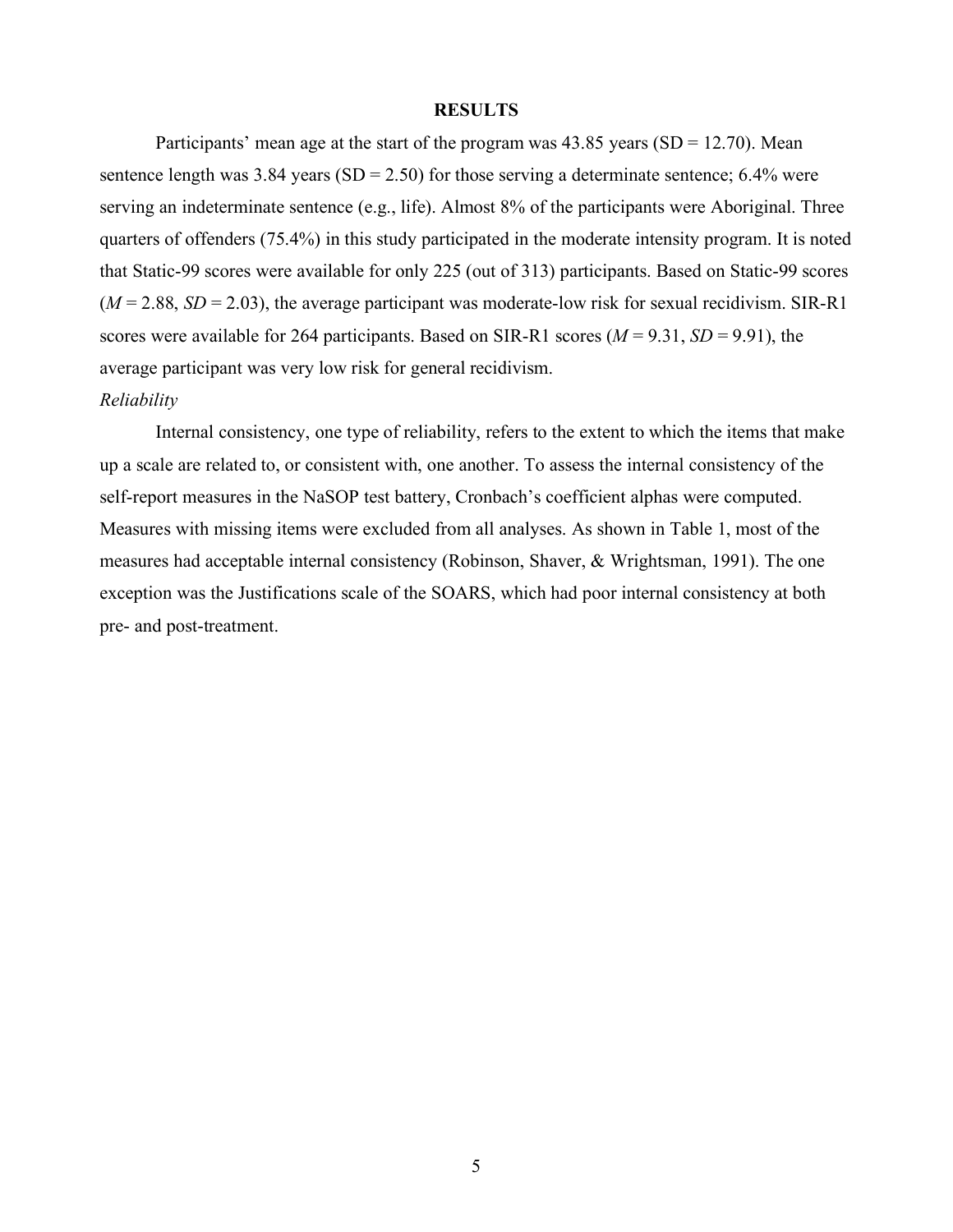## RESULTS

Participants' mean age at the start of the program was 43.85 years (SD = 12.70). Mean sentence length was 3.84 years (SD = 2.50) for those serving a determinate sentence; 6.4% were serving an indeterminate sentence (e.g., life). Almost 8% of the participants were Aboriginal. Three quarters of offenders (75.4%) in this study participated in the moderate intensity program. It is noted that Static-99 scores were available for only 225 (out of 313) participants. Based on Static-99 scores ($M = 2.88$, $SD = 2.03$), the average participant was moderate-low risk for sexual recidivism. SIR-R1 scores were available for 264 participants. Based on SIR-R1 scores ($M = 9.31$, $SD = 9.91$), the average participant was very low risk for general recidivism.

*Reliability*

Internal consistency, one type of reliability, refers to the extent to which the items that make up a scale are related to, or consistent with, one another. To assess the internal consistency of the self-report measures in the NaSOP test battery, Cronbach's coefficient alphas were computed. Measures with missing items were excluded from all analyses. As shown in Table 1, most of the measures had acceptable internal consistency (Robinson, Shaver, & Wrightsman, 1991). The one exception was the Justifications scale of the SOARS, which had poor internal consistency at both pre- and post-treatment.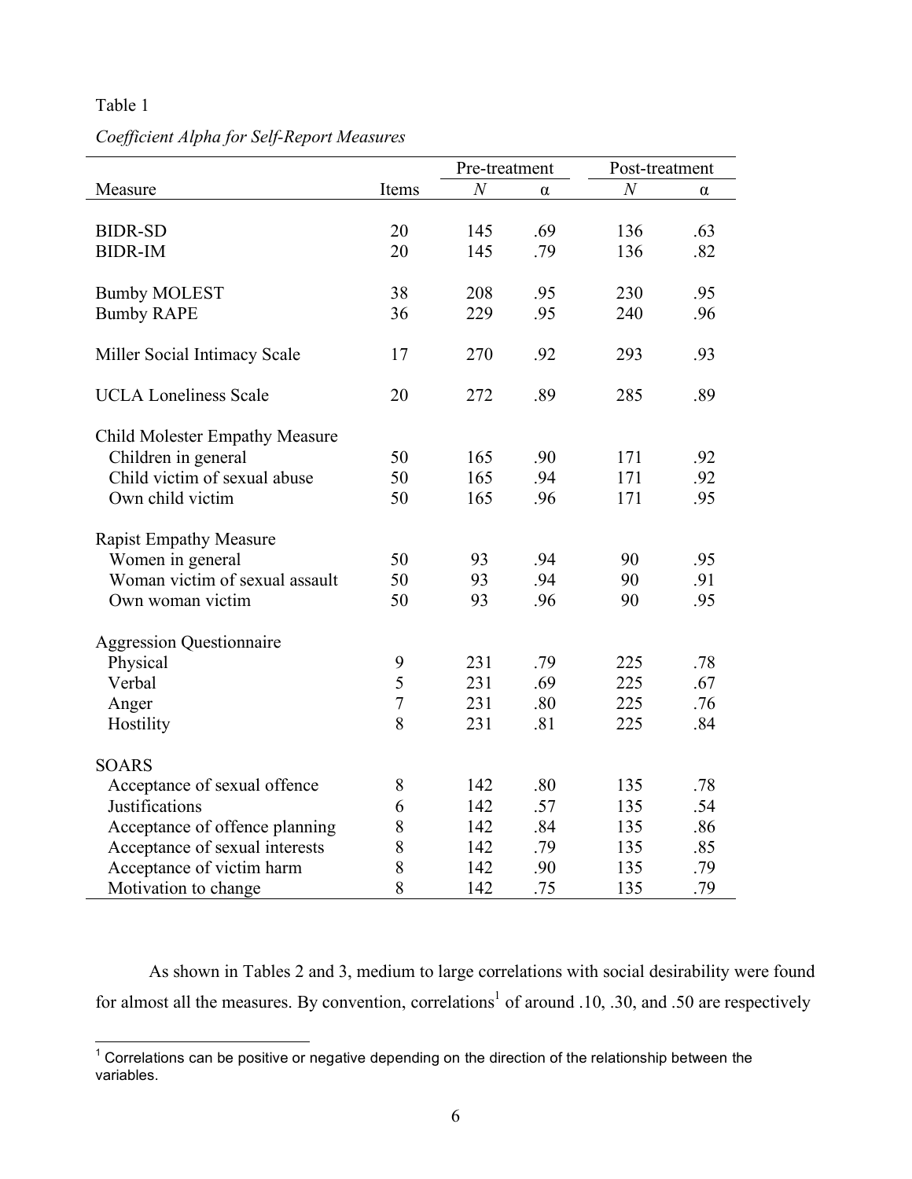Table 1

*Coefficient Alpha for Self-Report Measures*

| Measure | Items | Pre-treatment | | Post-treatment | |
|---|---|---|---|---|---|
| | | *N* | α | *N* | α |
| BIDR-SD | 20 | 145 | .69 | 136 | .63 |
| BIDR-IM | 20 | 145 | .79 | 136 | .82 |
| Bumby MOLEST | 38 | 208 | .95 | 230 | .95 |
| Bumby RAPE | 36 | 229 | .95 | 240 | .96 |
| Miller Social Intimacy Scale | 17 | 270 | .92 | 293 | .93 |
| UCLA Loneliness Scale | 20 | 272 | .89 | 285 | .89 |
| Child Molester Empathy Measure | | | | | |
| Children in general | 50 | 165 | .90 | 171 | .92 |
| Child victim of sexual abuse | 50 | 165 | .94 | 171 | .92 |
| Own child victim | 50 | 165 | .96 | 171 | .95 |
| Rapist Empathy Measure | | | | | |
| Women in general | 50 | 93 | .94 | 90 | .95 |
| Woman victim of sexual assault | 50 | 93 | .94 | 90 | .91 |
| Own woman victim | 50 | 93 | .96 | 90 | .95 |
| Aggression Questionnaire | | | | | |
| Physical | 9 | 231 | .79 | 225 | .78 |
| Verbal | 5 | 231 | .69 | 225 | .67 |
| Anger | 7 | 231 | .80 | 225 | .76 |
| Hostility | 8 | 231 | .81 | 225 | .84 |
| SOARS | | | | | |
| Acceptance of sexual offence | 8 | 142 | .80 | 135 | .78 |
| Justifications | 6 | 142 | .57 | 135 | .54 |
| Acceptance of offence planning | 8 | 142 | .84 | 135 | .86 |
| Acceptance of sexual interests | 8 | 142 | .79 | 135 | .85 |
| Acceptance of victim harm | 8 | 142 | .90 | 135 | .79 |
| Motivation to change | 8 | 142 | .75 | 135 | .79 |

As shown in Tables 2 and 3, medium to large correlations with social desirability were found for almost all the measures. By convention, correlations[1] of around .10, .30, and .50 are respectively

[1] Correlations can be positive or negative depending on the direction of the relationship between the variables.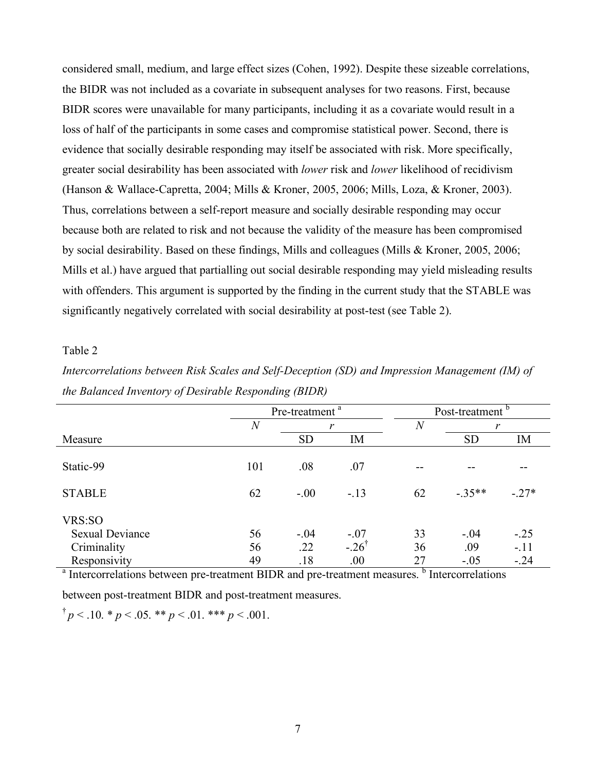considered small, medium, and large effect sizes (Cohen, 1992). Despite these sizeable correlations, the BIDR was not included as a covariate in subsequent analyses for two reasons. First, because BIDR scores were unavailable for many participants, including it as a covariate would result in a loss of half of the participants in some cases and compromise statistical power. Second, there is evidence that socially desirable responding may itself be associated with risk. More specifically, greater social desirability has been associated with *lower* risk and *lower* likelihood of recidivism (Hanson & Wallace-Capretta, 2004; Mills & Kroner, 2005, 2006; Mills, Loza, & Kroner, 2003). Thus, correlations between a self-report measure and socially desirable responding may occur because both are related to risk and not because the validity of the measure has been compromised by social desirability. Based on these findings, Mills and colleagues (Mills & Kroner, 2005, 2006; Mills et al.) have argued that partialling out social desirable responding may yield misleading results with offenders. This argument is supported by the finding in the current study that the STABLE was significantly negatively correlated with social desirability at post-test (see Table 2).

Table 2

*Intercorrelations between Risk Scales and Self-Deception (SD) and Impression Management (IM) of the Balanced Inventory of Desirable Responding (BIDR)*

| | Pre-treatment [a] | | | Post-treatment [b] | | |
|---|---|---|---|---|---|---|
| | *N* | *r* | | *N* | *r* | |
| Measure | | SD | IM | | SD | IM |
| Static-99 | 101 | .08 | .07 | -- | -- | -- |
| STABLE | 62 | -.00 | -.13 | 62 | -.35** | -.27* |
| VRS:SO | | | | | | |
| Sexual Deviance | 56 | -.04 | -.07 | 33 | -.04 | -.25 |
| Criminality | 56 | .22 | -.26† | 36 | .09 | -.11 |
| Responsivity | 49 | .18 | .00 | 27 | -.05 | -.24 |

[a] Intercorrelations between pre-treatment BIDR and pre-treatment measures. [b] Intercorrelations between post-treatment BIDR and post-treatment measures.

† $p < .10$. * $p < .05$. ** $p < .01$. *** $p < .001$.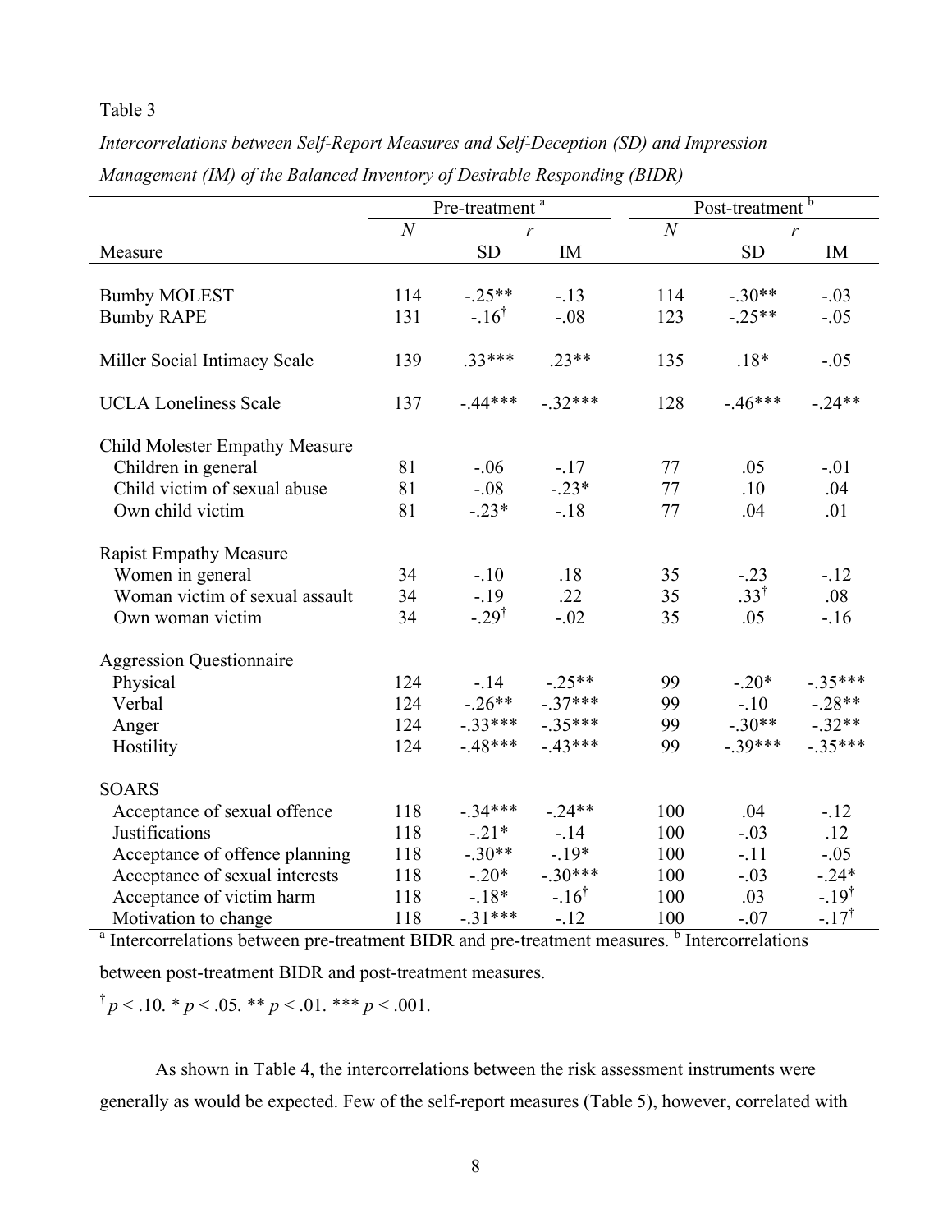Table 3

*Intercorrelations between Self-Report Measures and Self-Deception (SD) and Impression Management (IM) of the Balanced Inventory of Desirable Responding (BIDR)*

| | Pre-treatment [a] | | | Post-treatment [b] | | |
|---|---|---|---|---|---|---|
| | *N* | *r* | | *N* | *r* | |
| Measure | | SD | IM | | SD | IM |
| Bumby MOLEST | 114 | -.25** | -.13 | 114 | -.30** | -.03 |
| Bumby RAPE | 131 | -.16[†] | -.08 | 123 | -.25** | -.05 |
| Miller Social Intimacy Scale | 139 | .33*** | .23** | 135 | .18* | -.05 |
| UCLA Loneliness Scale | 137 | -.44*** | -.32*** | 128 | -.46*** | -.24** |
| Child Molester Empathy Measure | | | | | | |
| Children in general | 81 | -.06 | -.17 | 77 | .05 | -.01 |
| Child victim of sexual abuse | 81 | -.08 | -.23* | 77 | .10 | .04 |
| Own child victim | 81 | -.23* | -.18 | 77 | .04 | .01 |
| Rapist Empathy Measure | | | | | | |
| Women in general | 34 | -.10 | .18 | 35 | -.23 | -.12 |
| Woman victim of sexual assault | 34 | -.19 | .22 | 35 | .33[†] | .08 |
| Own woman victim | 34 | -.29[†] | -.02 | 35 | .05 | -.16 |
| Aggression Questionnaire | | | | | | |
| Physical | 124 | -.14 | -.25** | 99 | -.20* | -.35*** |
| Verbal | 124 | -.26** | -.37*** | 99 | -.10 | -.28** |
| Anger | 124 | -.33*** | -.35*** | 99 | -.30** | -.32** |
| Hostility | 124 | -.48*** | -.43*** | 99 | -.39*** | -.35*** |
| SOARS | | | | | | |
| Acceptance of sexual offence | 118 | -.34*** | -.24** | 100 | .04 | -.12 |
| Justifications | 118 | -.21* | -.14 | 100 | -.03 | .12 |
| Acceptance of offence planning | 118 | -.30** | -.19* | 100 | -.11 | -.05 |
| Acceptance of sexual interests | 118 | -.20* | -.30*** | 100 | -.03 | -.24* |
| Acceptance of victim harm | 118 | -.18* | -.16[†] | 100 | .03 | -.19[†] |
| Motivation to change | 118 | -.31*** | -.12 | 100 | -.07 | -.17[†] |

[a] Intercorrelations between pre-treatment BIDR and pre-treatment measures. [b] Intercorrelations between post-treatment BIDR and post-treatment measures.

[†] $p < .10$. * $p < .05$. ** $p < .01$. *** $p < .001$.

As shown in Table 4, the intercorrelations between the risk assessment instruments were generally as would be expected. Few of the self-report measures (Table 5), however, correlated with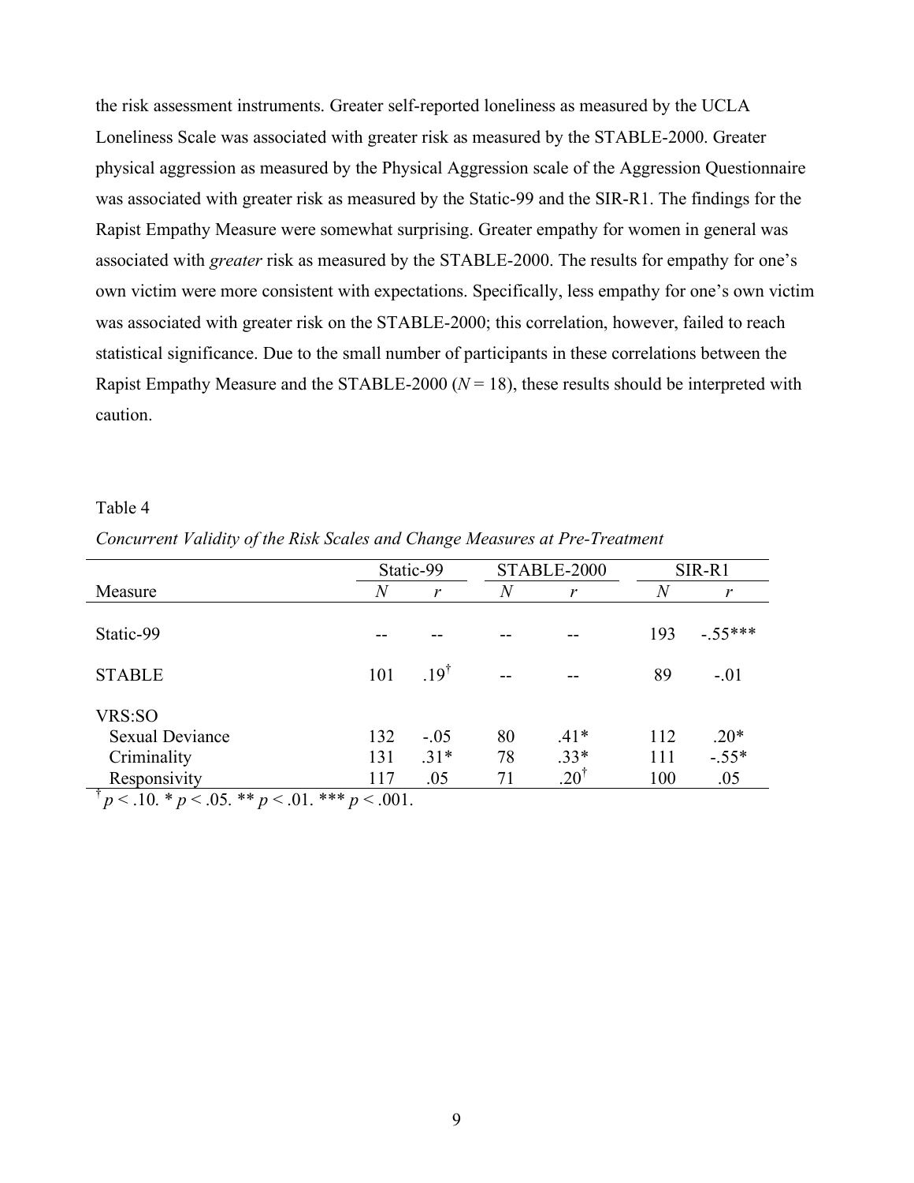the risk assessment instruments. Greater self-reported loneliness as measured by the UCLA Loneliness Scale was associated with greater risk as measured by the STABLE-2000. Greater physical aggression as measured by the Physical Aggression scale of the Aggression Questionnaire was associated with greater risk as measured by the Static-99 and the SIR-R1. The findings for the Rapist Empathy Measure were somewhat surprising. Greater empathy for women in general was associated with *greater* risk as measured by the STABLE-2000. The results for empathy for one's own victim were more consistent with expectations. Specifically, less empathy for one's own victim was associated with greater risk on the STABLE-2000; this correlation, however, failed to reach statistical significance. Due to the small number of participants in these correlations between the Rapist Empathy Measure and the STABLE-2000 ($N = 18$), these results should be interpreted with caution.

Table 4

*Concurrent Validity of the Risk Scales and Change Measures at Pre-Treatment*

| | Static-99 | | STABLE-2000 | | SIR-R1 | |
|---|---|---|---|---|---|---|
| Measure | *N* | *r* | *N* | *r* | *N* | *r* |
| Static-99 | -- | -- | -- | -- | 193 | -.55*** |
| STABLE | 101 | .19$^{\dagger}$ | -- | -- | 89 | -.01 |
| VRS:SO | | | | | | |
| Sexual Deviance | 132 | -.05 | 80 | .41* | 112 | .20* |
| Criminality | 131 | .31* | 78 | .33* | 111 | -.55* |
| Responsivity | 117 | .05 | 71 | .20$^{\dagger}$ | 100 | .05 |

$^{\dagger}p < .10$. * $p < .05$. ** $p < .01$. *** $p < .001$.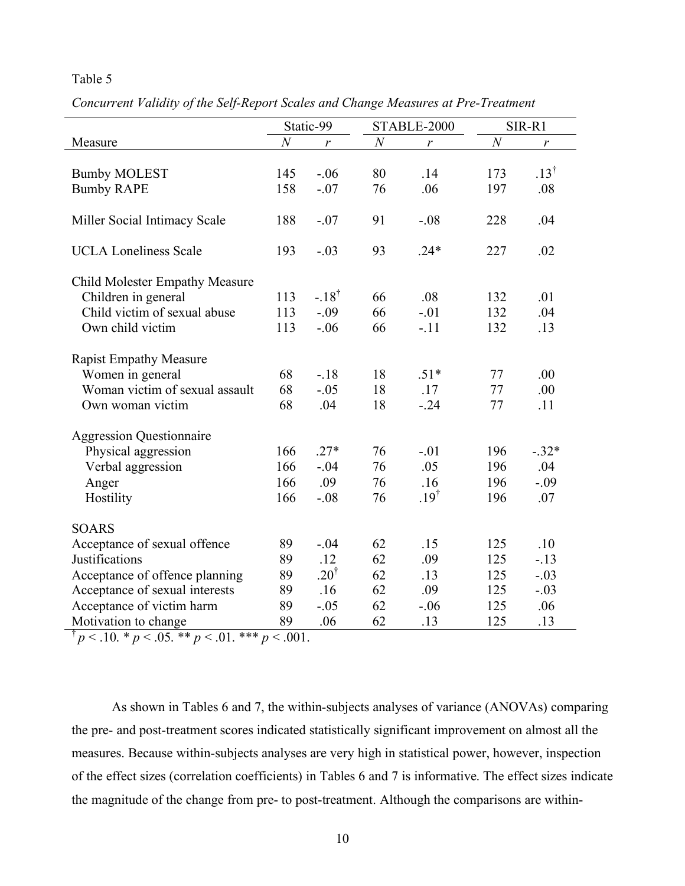Table 5

*Concurrent Validity of the Self-Report Scales and Change Measures at Pre-Treatment*

| Measure | Static-99 | | STABLE-2000 | | SIR-R1 | |
|---|---|---|---|---|---|---|
| | *N* | *r* | *N* | *r* | *N* | *r* |
| Bumby MOLEST | 145 | -.06 | 80 | .14 | 173 | .13[†] |
| Bumby RAPE | 158 | -.07 | 76 | .06 | 197 | .08 |
| Miller Social Intimacy Scale | 188 | -.07 | 91 | -.08 | 228 | .04 |
| UCLA Loneliness Scale | 193 | -.03 | 93 | .24* | 227 | .02 |
| Child Molester Empathy Measure | | | | | | |
| Children in general | 113 | -.18[†] | 66 | .08 | 132 | .01 |
| Child victim of sexual abuse | 113 | -.09 | 66 | -.01 | 132 | .04 |
| Own child victim | 113 | -.06 | 66 | -.11 | 132 | .13 |
| Rapist Empathy Measure | | | | | | |
| Women in general | 68 | -.18 | 18 | .51* | 77 | .00 |
| Woman victim of sexual assault | 68 | -.05 | 18 | .17 | 77 | .00 |
| Own woman victim | 68 | .04 | 18 | -.24 | 77 | .11 |
| Aggression Questionnaire | | | | | | |
| Physical aggression | 166 | .27* | 76 | -.01 | 196 | -.32* |
| Verbal aggression | 166 | -.04 | 76 | .05 | 196 | .04 |
| Anger | 166 | .09 | 76 | .16 | 196 | -.09 |
| Hostility | 166 | -.08 | 76 | .19[†] | 196 | .07 |
| SOARS | | | | | | |
| Acceptance of sexual offence | 89 | -.04 | 62 | .15 | 125 | .10 |
| Justifications | 89 | .12 | 62 | .09 | 125 | -.13 |
| Acceptance of offence planning | 89 | .20[†] | 62 | .13 | 125 | -.03 |
| Acceptance of sexual interests | 89 | .16 | 62 | .09 | 125 | -.03 |
| Acceptance of victim harm | 89 | -.05 | 62 | -.06 | 125 | .06 |
| Motivation to change | 89 | .06 | 62 | .13 | 125 | .13 |

[†] $p < .10$. * $p < .05$. ** $p < .01$. *** $p < .001$.

As shown in Tables 6 and 7, the within-subjects analyses of variance (ANOVAs) comparing the pre- and post-treatment scores indicated statistically significant improvement on almost all the measures. Because within-subjects analyses are very high in statistical power, however, inspection of the effect sizes (correlation coefficients) in Tables 6 and 7 is informative. The effect sizes indicate the magnitude of the change from pre- to post-treatment. Although the comparisons are within-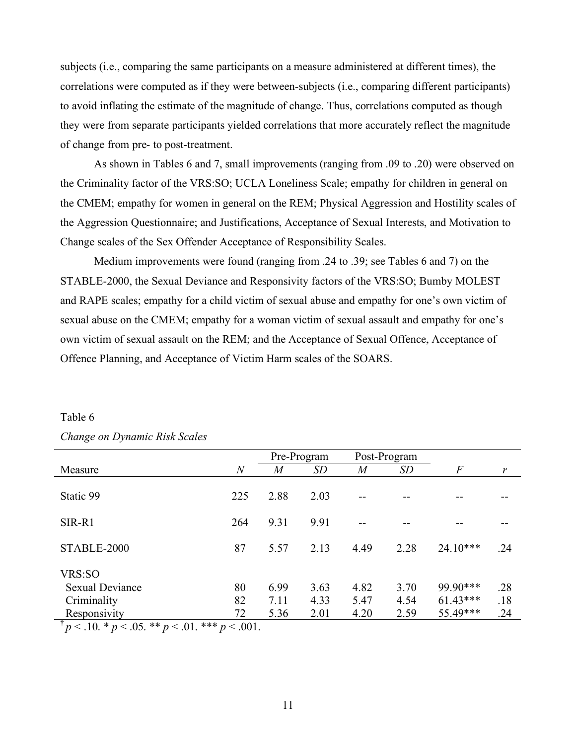subjects (i.e., comparing the same participants on a measure administered at different times), the correlations were computed as if they were between-subjects (i.e., comparing different participants) to avoid inflating the estimate of the magnitude of change. Thus, correlations computed as though they were from separate participants yielded correlations that more accurately reflect the magnitude of change from pre- to post-treatment.

As shown in Tables 6 and 7, small improvements (ranging from .09 to .20) were observed on the Criminality factor of the VRS:SO; UCLA Loneliness Scale; empathy for children in general on the CMEM; empathy for women in general on the REM; Physical Aggression and Hostility scales of the Aggression Questionnaire; and Justifications, Acceptance of Sexual Interests, and Motivation to Change scales of the Sex Offender Acceptance of Responsibility Scales.

Medium improvements were found (ranging from .24 to .39; see Tables 6 and 7) on the STABLE-2000, the Sexual Deviance and Responsivity factors of the VRS:SO; Bumby MOLEST and RAPE scales; empathy for a child victim of sexual abuse and empathy for one's own victim of sexual abuse on the CMEM; empathy for a woman victim of sexual assault and empathy for one's own victim of sexual assault on the REM; and the Acceptance of Sexual Offence, Acceptance of Offence Planning, and Acceptance of Victim Harm scales of the SOARS.

Table 6

*Change on Dynamic Risk Scales*

| | | Pre-Program | | Post-Program | | | |
|---|---|---|---|---|---|---|---|
| Measure | *N* | *M* | *SD* | *M* | *SD* | *F* | *r* |
| Static 99 | 225 | 2.88 | 2.03 | -- | -- | -- | -- |
| SIR-R1 | 264 | 9.31 | 9.91 | -- | -- | -- | -- |
| STABLE-2000 | 87 | 5.57 | 2.13 | 4.49 | 2.28 | 24.10*** | .24 |
| VRS:SO | | | | | | | |
| Sexual Deviance | 80 | 6.99 | 3.63 | 4.82 | 3.70 | 99.90*** | .28 |
| Criminality | 82 | 7.11 | 4.33 | 5.47 | 4.54 | 61.43*** | .18 |
| Responsivity | 72 | 5.36 | 2.01 | 4.20 | 2.59 | 55.49*** | .24 |

† $p < .10$. * $p < .05$. ** $p < .01$. *** $p < .001$.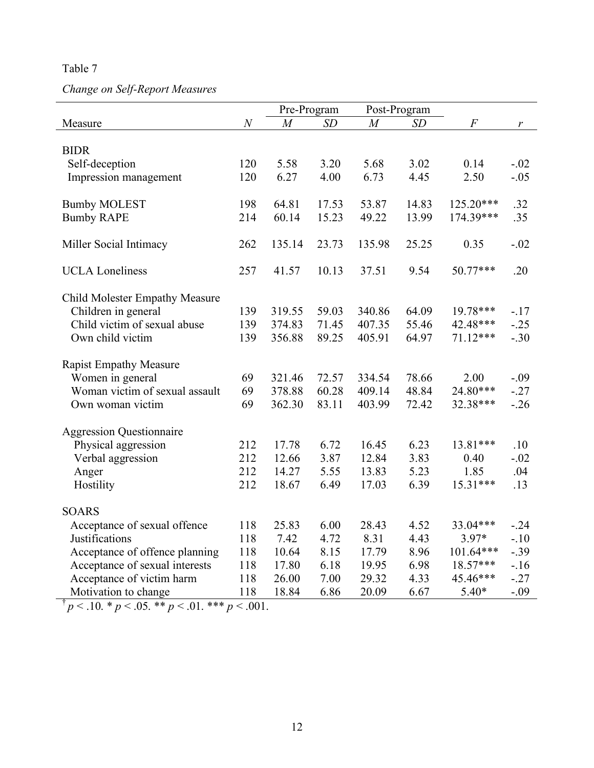Table 7

*Change on Self-Report Measures*

| Measure | $N$ | Pre-Program | | Post-Program | | $F$ | $r$ |
|---|---|---|---|---|---|---|---|
| | | $M$ | $SD$ | $M$ | $SD$ | | |
| BIDR | | | | | | | |
| Self-deception | 120 | 5.58 | 3.20 | 5.68 | 3.02 | 0.14 | -.02 |
| Impression management | 120 | 6.27 | 4.00 | 6.73 | 4.45 | 2.50 | -.05 |
| Bumby MOLEST | 198 | 64.81 | 17.53 | 53.87 | 14.83 | 125.20*** | .32 |
| Bumby RAPE | 214 | 60.14 | 15.23 | 49.22 | 13.99 | 174.39*** | .35 |
| Miller Social Intimacy | 262 | 135.14 | 23.73 | 135.98 | 25.25 | 0.35 | -.02 |
| UCLA Loneliness | 257 | 41.57 | 10.13 | 37.51 | 9.54 | 50.77*** | .20 |
| Child Molester Empathy Measure | | | | | | | |
| Children in general | 139 | 319.55 | 59.03 | 340.86 | 64.09 | 19.78*** | -.17 |
| Child victim of sexual abuse | 139 | 374.83 | 71.45 | 407.35 | 55.46 | 42.48*** | -.25 |
| Own child victim | 139 | 356.88 | 89.25 | 405.91 | 64.97 | 71.12*** | -.30 |
| Rapist Empathy Measure | | | | | | | |
| Women in general | 69 | 321.46 | 72.57 | 334.54 | 78.66 | 2.00 | -.09 |
| Woman victim of sexual assault | 69 | 378.88 | 60.28 | 409.14 | 48.84 | 24.80*** | -.27 |
| Own woman victim | 69 | 362.30 | 83.11 | 403.99 | 72.42 | 32.38*** | -.26 |
| Aggression Questionnaire | | | | | | | |
| Physical aggression | 212 | 17.78 | 6.72 | 16.45 | 6.23 | 13.81*** | .10 |
| Verbal aggression | 212 | 12.66 | 3.87 | 12.84 | 3.83 | 0.40 | -.02 |
| Anger | 212 | 14.27 | 5.55 | 13.83 | 5.23 | 1.85 | .04 |
| Hostility | 212 | 18.67 | 6.49 | 17.03 | 6.39 | 15.31*** | .13 |
| SOARS | | | | | | | |
| Acceptance of sexual offence | 118 | 25.83 | 6.00 | 28.43 | 4.52 | 33.04*** | -.24 |
| Justifications | 118 | 7.42 | 4.72 | 8.31 | 4.43 | 3.97* | -.10 |
| Acceptance of offence planning | 118 | 10.64 | 8.15 | 17.79 | 8.96 | 101.64*** | -.39 |
| Acceptance of sexual interests | 118 | 17.80 | 6.18 | 19.95 | 6.98 | 18.57*** | -.16 |
| Acceptance of victim harm | 118 | 26.00 | 7.00 | 29.32 | 4.33 | 45.46*** | -.27 |
| Motivation to change | 118 | 18.84 | 6.86 | 20.09 | 6.67 | 5.40* | -.09 |

† $p < .10$. * $p < .05$. ** $p < .01$. *** $p < .001$.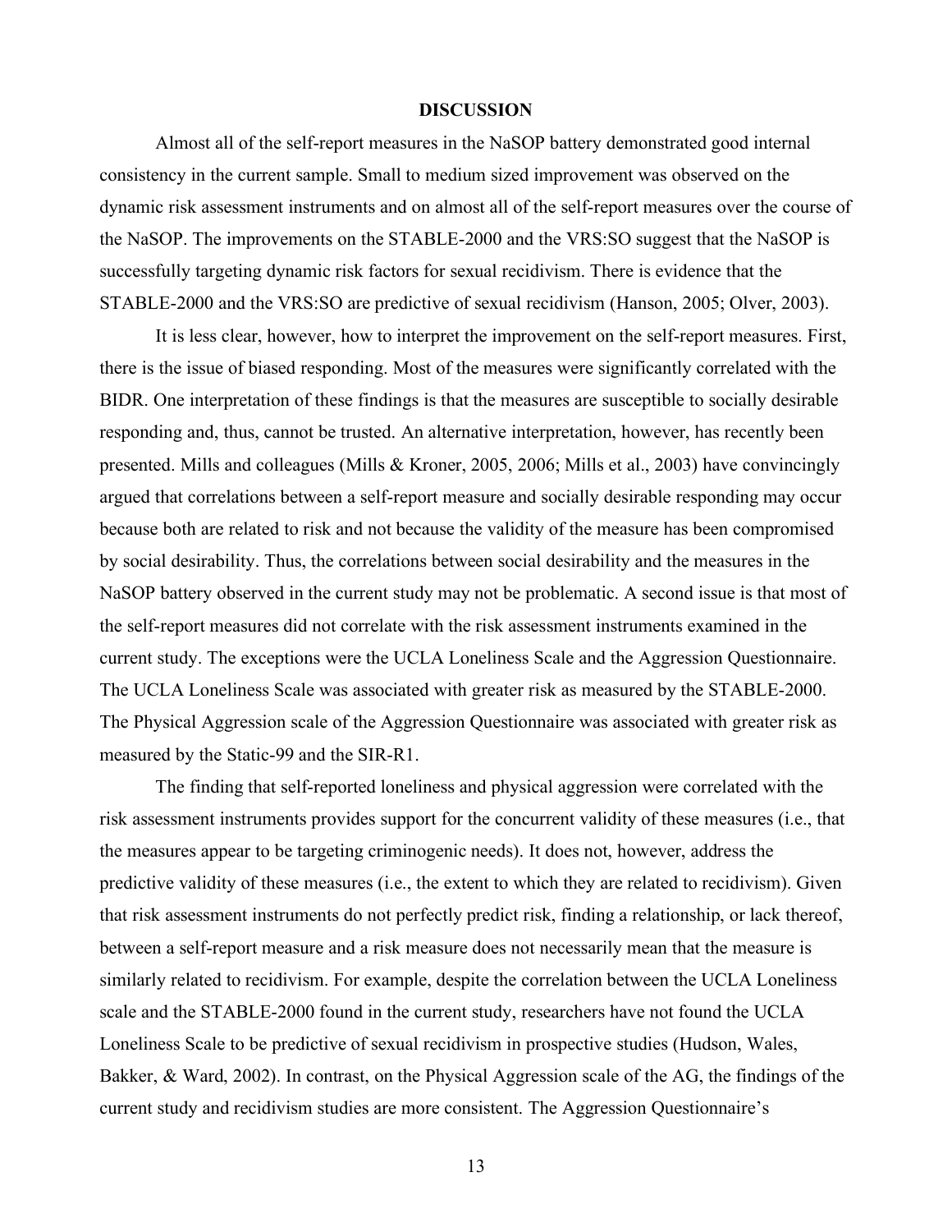## DISCUSSION

Almost all of the self-report measures in the NaSOP battery demonstrated good internal consistency in the current sample. Small to medium sized improvement was observed on the dynamic risk assessment instruments and on almost all of the self-report measures over the course of the NaSOP. The improvements on the STABLE-2000 and the VRS:SO suggest that the NaSOP is successfully targeting dynamic risk factors for sexual recidivism. There is evidence that the STABLE-2000 and the VRS:SO are predictive of sexual recidivism (Hanson, 2005; Olver, 2003).

It is less clear, however, how to interpret the improvement on the self-report measures. First, there is the issue of biased responding. Most of the measures were significantly correlated with the BIDR. One interpretation of these findings is that the measures are susceptible to socially desirable responding and, thus, cannot be trusted. An alternative interpretation, however, has recently been presented. Mills and colleagues (Mills & Kroner, 2005, 2006; Mills et al., 2003) have convincingly argued that correlations between a self-report measure and socially desirable responding may occur because both are related to risk and not because the validity of the measure has been compromised by social desirability. Thus, the correlations between social desirability and the measures in the NaSOP battery observed in the current study may not be problematic. A second issue is that most of the self-report measures did not correlate with the risk assessment instruments examined in the current study. The exceptions were the UCLA Loneliness Scale and the Aggression Questionnaire. The UCLA Loneliness Scale was associated with greater risk as measured by the STABLE-2000. The Physical Aggression scale of the Aggression Questionnaire was associated with greater risk as measured by the Static-99 and the SIR-R1.

The finding that self-reported loneliness and physical aggression were correlated with the risk assessment instruments provides support for the concurrent validity of these measures (i.e., that the measures appear to be targeting criminogenic needs). It does not, however, address the predictive validity of these measures (i.e., the extent to which they are related to recidivism). Given that risk assessment instruments do not perfectly predict risk, finding a relationship, or lack thereof, between a self-report measure and a risk measure does not necessarily mean that the measure is similarly related to recidivism. For example, despite the correlation between the UCLA Loneliness scale and the STABLE-2000 found in the current study, researchers have not found the UCLA Loneliness Scale to be predictive of sexual recidivism in prospective studies (Hudson, Wales, Bakker, & Ward, 2002). In contrast, on the Physical Aggression scale of the AG, the findings of the current study and recidivism studies are more consistent. The Aggression Questionnaire's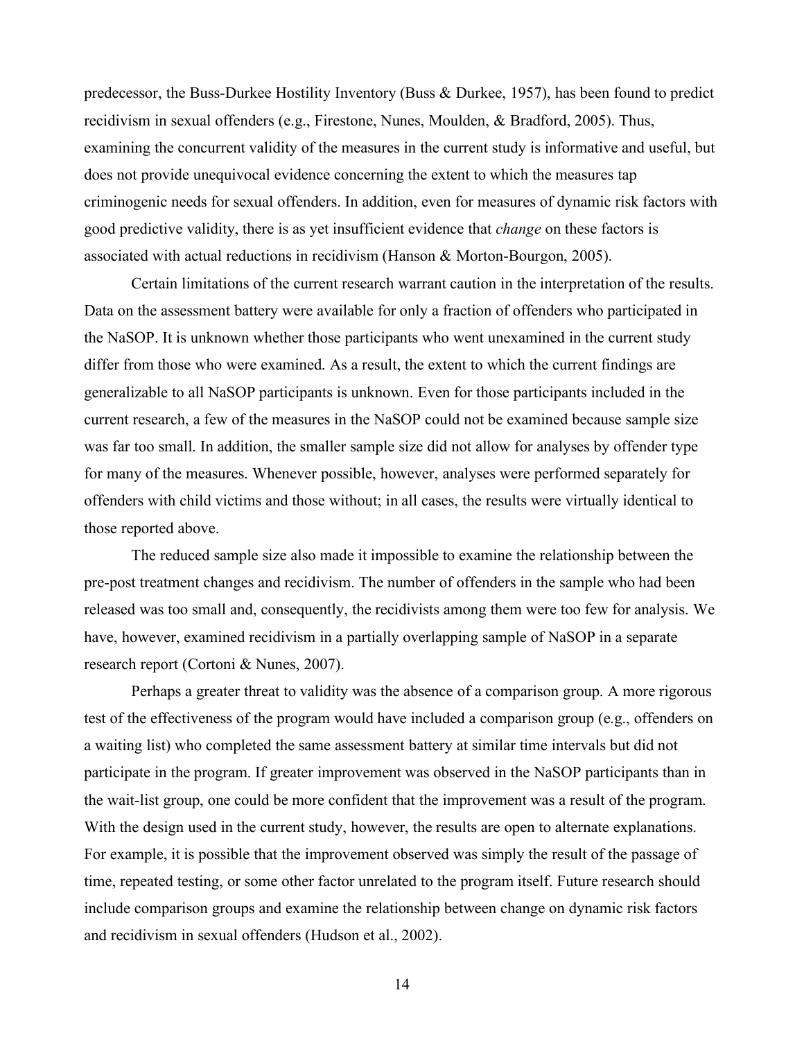predecessor, the Buss-Durkee Hostility Inventory (Buss & Durkee, 1957), has been found to predict recidivism in sexual offenders (e.g., Firestone, Nunes, Moulden, & Bradford, 2005). Thus, examining the concurrent validity of the measures in the current study is informative and useful, but does not provide unequivocal evidence concerning the extent to which the measures tap criminogenic needs for sexual offenders. In addition, even for measures of dynamic risk factors with good predictive validity, there is as yet insufficient evidence that *change* on these factors is associated with actual reductions in recidivism (Hanson & Morton-Bourgon, 2005).

Certain limitations of the current research warrant caution in the interpretation of the results. Data on the assessment battery were available for only a fraction of offenders who participated in the NaSOP. It is unknown whether those participants who went unexamined in the current study differ from those who were examined. As a result, the extent to which the current findings are generalizable to all NaSOP participants is unknown. Even for those participants included in the current research, a few of the measures in the NaSOP could not be examined because sample size was far too small. In addition, the smaller sample size did not allow for analyses by offender type for many of the measures. Whenever possible, however, analyses were performed separately for offenders with child victims and those without; in all cases, the results were virtually identical to those reported above.

The reduced sample size also made it impossible to examine the relationship between the pre-post treatment changes and recidivism. The number of offenders in the sample who had been released was too small and, consequently, the recidivists among them were too few for analysis. We have, however, examined recidivism in a partially overlapping sample of NaSOP in a separate research report (Cortoni & Nunes, 2007).

Perhaps a greater threat to validity was the absence of a comparison group. A more rigorous test of the effectiveness of the program would have included a comparison group (e.g., offenders on a waiting list) who completed the same assessment battery at similar time intervals but did not participate in the program. If greater improvement was observed in the NaSOP participants than in the wait-list group, one could be more confident that the improvement was a result of the program. With the design used in the current study, however, the results are open to alternate explanations. For example, it is possible that the improvement observed was simply the result of the passage of time, repeated testing, or some other factor unrelated to the program itself. Future research should include comparison groups and examine the relationship between change on dynamic risk factors and recidivism in sexual offenders (Hudson et al., 2002).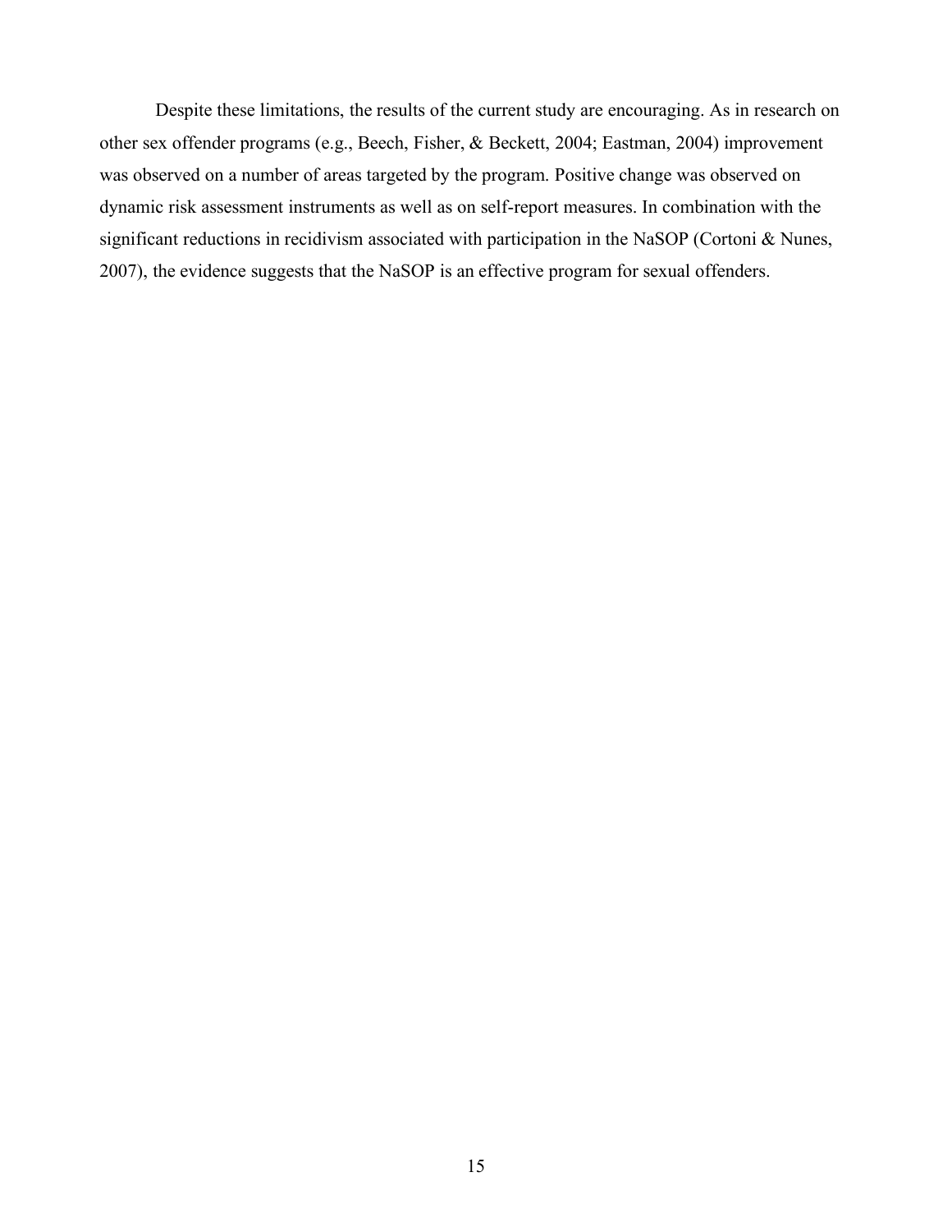Despite these limitations, the results of the current study are encouraging. As in research on other sex offender programs (e.g., Beech, Fisher, & Beckett, 2004; Eastman, 2004) improvement was observed on a number of areas targeted by the program. Positive change was observed on dynamic risk assessment instruments as well as on self-report measures. In combination with the significant reductions in recidivism associated with participation in the NaSOP (Cortoni & Nunes, 2007), the evidence suggests that the NaSOP is an effective program for sexual offenders.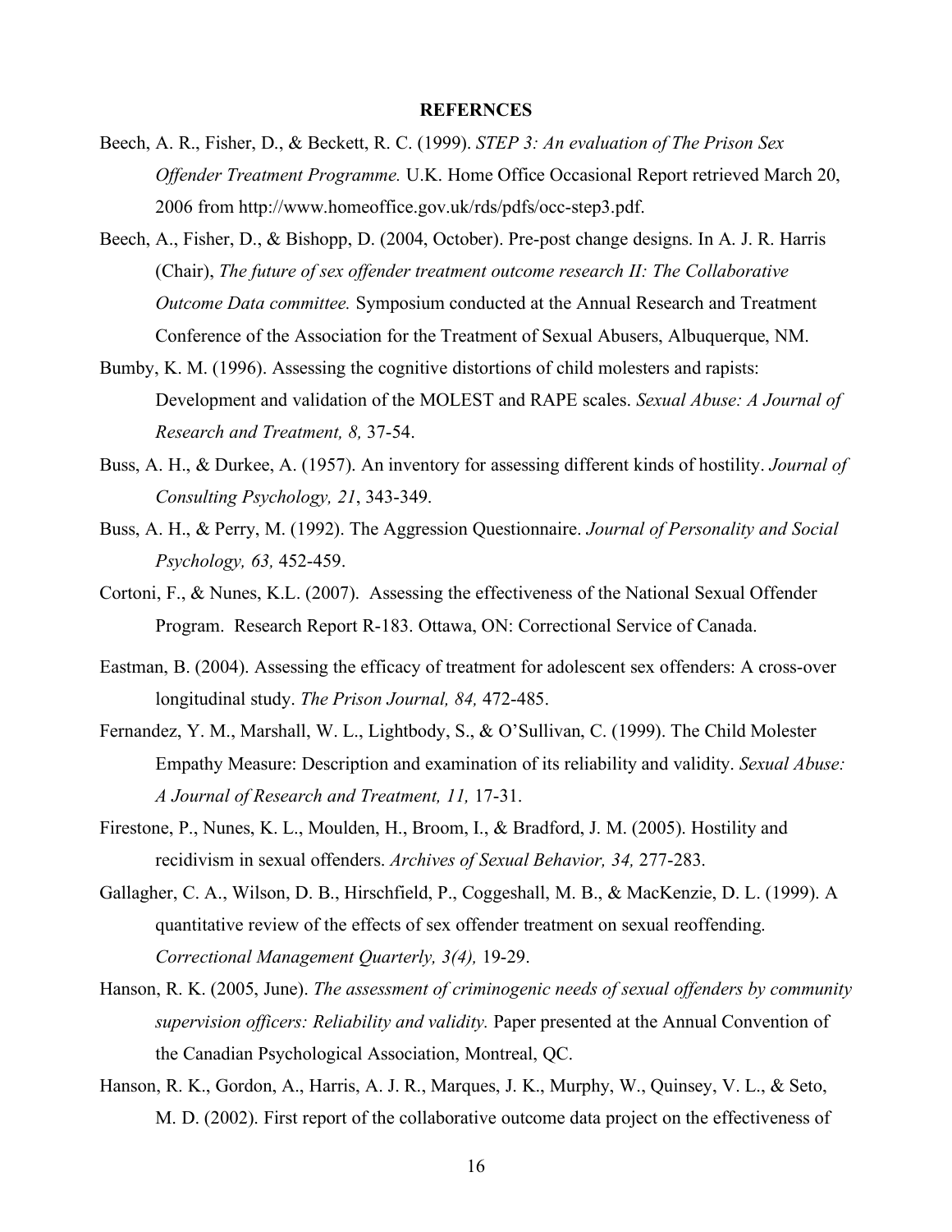## REFERNCES

Beech, A. R., Fisher, D., & Beckett, R. C. (1999). *STEP 3: An evaluation of The Prison Sex Offender Treatment Programme.* U.K. Home Office Occasional Report retrieved March 20, 2006 from http://www.homeoffice.gov.uk/rds/pdfs/occ-step3.pdf.

Beech, A., Fisher, D., & Bishopp, D. (2004, October). Pre-post change designs. In A. J. R. Harris (Chair), *The future of sex offender treatment outcome research II: The Collaborative Outcome Data committee.* Symposium conducted at the Annual Research and Treatment Conference of the Association for the Treatment of Sexual Abusers, Albuquerque, NM.

Bumby, K. M. (1996). Assessing the cognitive distortions of child molesters and rapists: Development and validation of the MOLEST and RAPE scales. *Sexual Abuse: A Journal of Research and Treatment, 8,* 37-54.

Buss, A. H., & Durkee, A. (1957). An inventory for assessing different kinds of hostility. *Journal of Consulting Psychology, 21*, 343-349.

Buss, A. H., & Perry, M. (1992). The Aggression Questionnaire. *Journal of Personality and Social Psychology, 63,* 452-459.

Cortoni, F., & Nunes, K.L. (2007). Assessing the effectiveness of the National Sexual Offender Program. Research Report R-183. Ottawa, ON: Correctional Service of Canada.

Eastman, B. (2004). Assessing the efficacy of treatment for adolescent sex offenders: A cross-over longitudinal study. *The Prison Journal, 84,* 472-485.

Fernandez, Y. M., Marshall, W. L., Lightbody, S., & O'Sullivan, C. (1999). The Child Molester Empathy Measure: Description and examination of its reliability and validity. *Sexual Abuse: A Journal of Research and Treatment, 11,* 17-31.

Firestone, P., Nunes, K. L., Moulden, H., Broom, I., & Bradford, J. M. (2005). Hostility and recidivism in sexual offenders. *Archives of Sexual Behavior, 34,* 277-283.

Gallagher, C. A., Wilson, D. B., Hirschfield, P., Coggeshall, M. B., & MacKenzie, D. L. (1999). A quantitative review of the effects of sex offender treatment on sexual reoffending. *Correctional Management Quarterly, 3(4),* 19-29.

Hanson, R. K. (2005, June). *The assessment of criminogenic needs of sexual offenders by community supervision officers: Reliability and validity.* Paper presented at the Annual Convention of the Canadian Psychological Association, Montreal, QC.

Hanson, R. K., Gordon, A., Harris, A. J. R., Marques, J. K., Murphy, W., Quinsey, V. L., & Seto, M. D. (2002). First report of the collaborative outcome data project on the effectiveness of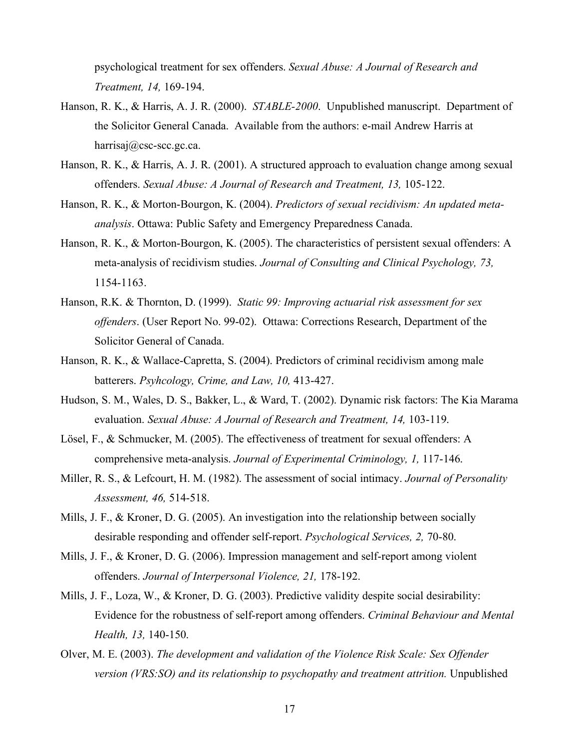psychological treatment for sex offenders. *Sexual Abuse: A Journal of Research and Treatment, 14,* 169-194.

Hanson, R. K., & Harris, A. J. R. (2000). *STABLE-2000*. Unpublished manuscript. Department of the Solicitor General Canada. Available from the authors: e-mail Andrew Harris at harrisaj@csc-scc.gc.ca.

Hanson, R. K., & Harris, A. J. R. (2001). A structured approach to evaluation change among sexual offenders. *Sexual Abuse: A Journal of Research and Treatment, 13,* 105-122.

Hanson, R. K., & Morton-Bourgon, K. (2004). *Predictors of sexual recidivism: An updated meta-analysis*. Ottawa: Public Safety and Emergency Preparedness Canada.

Hanson, R. K., & Morton-Bourgon, K. (2005). The characteristics of persistent sexual offenders: A meta-analysis of recidivism studies. *Journal of Consulting and Clinical Psychology, 73,* 1154-1163.

Hanson, R.K. & Thornton, D. (1999). *Static 99: Improving actuarial risk assessment for sex offenders*. (User Report No. 99-02). Ottawa: Corrections Research, Department of the Solicitor General of Canada.

Hanson, R. K., & Wallace-Capretta, S. (2004). Predictors of criminal recidivism among male batterers. *Psyhcology, Crime, and Law, 10,* 413-427.

Hudson, S. M., Wales, D. S., Bakker, L., & Ward, T. (2002). Dynamic risk factors: The Kia Marama evaluation. *Sexual Abuse: A Journal of Research and Treatment, 14,* 103-119.

Lösel, F., & Schmucker, M. (2005). The effectiveness of treatment for sexual offenders: A comprehensive meta-analysis. *Journal of Experimental Criminology, 1,* 117-146.

Miller, R. S., & Lefcourt, H. M. (1982). The assessment of social intimacy. *Journal of Personality Assessment, 46,* 514-518.

Mills, J. F., & Kroner, D. G. (2005). An investigation into the relationship between socially desirable responding and offender self-report. *Psychological Services, 2,* 70-80.

Mills, J. F., & Kroner, D. G. (2006). Impression management and self-report among violent offenders. *Journal of Interpersonal Violence, 21,* 178-192.

Mills, J. F., Loza, W., & Kroner, D. G. (2003). Predictive validity despite social desirability: Evidence for the robustness of self-report among offenders. *Criminal Behaviour and Mental Health, 13,* 140-150.

Olver, M. E. (2003). *The development and validation of the Violence Risk Scale: Sex Offender version (VRS:SO) and its relationship to psychopathy and treatment attrition.* Unpublished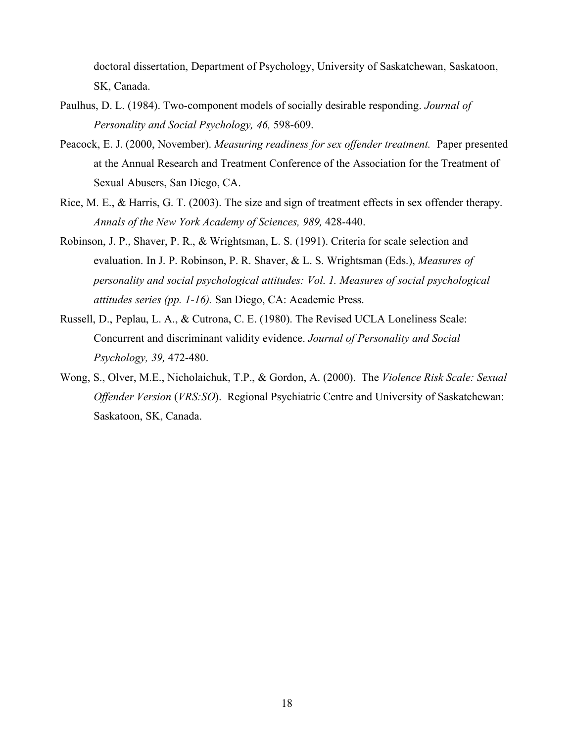doctoral dissertation, Department of Psychology, University of Saskatchewan, Saskatoon, SK, Canada.

Paulhus, D. L. (1984). Two-component models of socially desirable responding. *Journal of Personality and Social Psychology, 46,* 598-609.

Peacock, E. J. (2000, November). *Measuring readiness for sex offender treatment.* Paper presented at the Annual Research and Treatment Conference of the Association for the Treatment of Sexual Abusers, San Diego, CA.

Rice, M. E., & Harris, G. T. (2003). The size and sign of treatment effects in sex offender therapy. *Annals of the New York Academy of Sciences, 989,* 428-440.

Robinson, J. P., Shaver, P. R., & Wrightsman, L. S. (1991). Criteria for scale selection and evaluation. In J. P. Robinson, P. R. Shaver, & L. S. Wrightsman (Eds.), *Measures of personality and social psychological attitudes: Vol. 1. Measures of social psychological attitudes series (pp. 1-16).* San Diego, CA: Academic Press.

Russell, D., Peplau, L. A., & Cutrona, C. E. (1980). The Revised UCLA Loneliness Scale: Concurrent and discriminant validity evidence. *Journal of Personality and Social Psychology, 39,* 472-480.

Wong, S., Olver, M.E., Nicholaichuk, T.P., & Gordon, A. (2000). The *Violence Risk Scale: Sexual Offender Version* (*VRS:SO*). Regional Psychiatric Centre and University of Saskatchewan: Saskatoon, SK, Canada.